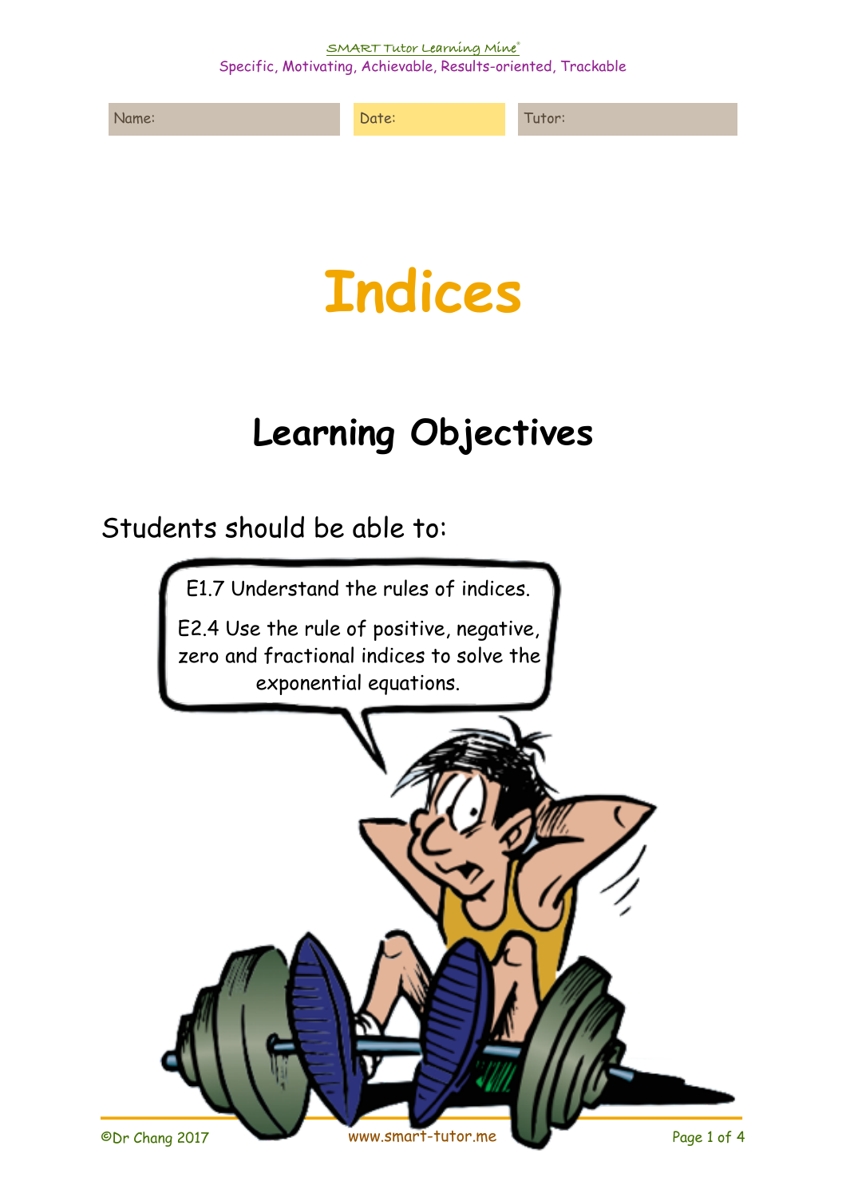| Name: | Date: | Tutor: |
|---|---|---|

# Indices

## Learning Objectives

Students should be able to:

E1.7 Understand the rules of indices.

E2.4 Use the rule of positive, negative, zero and fractional indices to solve the exponential equations.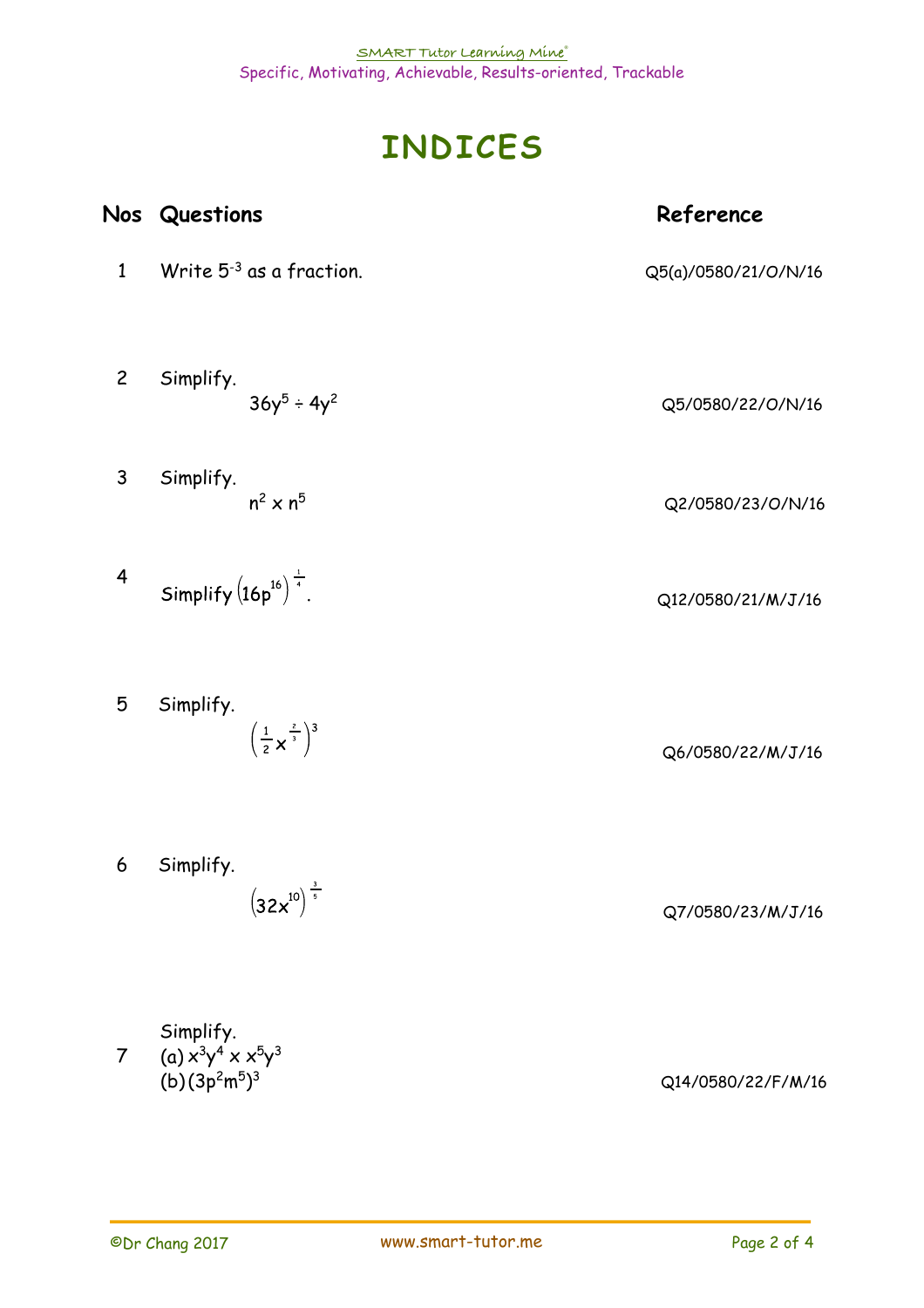# INDICES

| Nos | Questions | Reference |
| --- | --- | --- |
| 1 | Write $5^{-3}$ as a fraction. | Q5(a)/0580/21/O/N/16 |
| 2 | Simplify. $36y^5 \div 4y^2$ | Q5/0580/22/O/N/16 |
| 3 | Simplify. $n^2 \times n^5$ | Q2/0580/23/O/N/16 |
| 4 | Simplify $\left(16p^{16}\right)^{\frac{1}{4}}$. | Q12/0580/21/M/J/16 |
| 5 | Simplify. $\left(\frac{1}{2}x^{\frac{2}{3}}\right)^3$ | Q6/0580/22/M/J/16 |
| 6 | Simplify. $\left(32x^{10}\right)^{\frac{3}{5}}$ | Q7/0580/23/M/J/16 |
| 7 | Simplify. (a) $x^3y^4 \times x^5y^3$ (b) $(3p^2m^5)^3$ | Q14/0580/22/F/M/16 |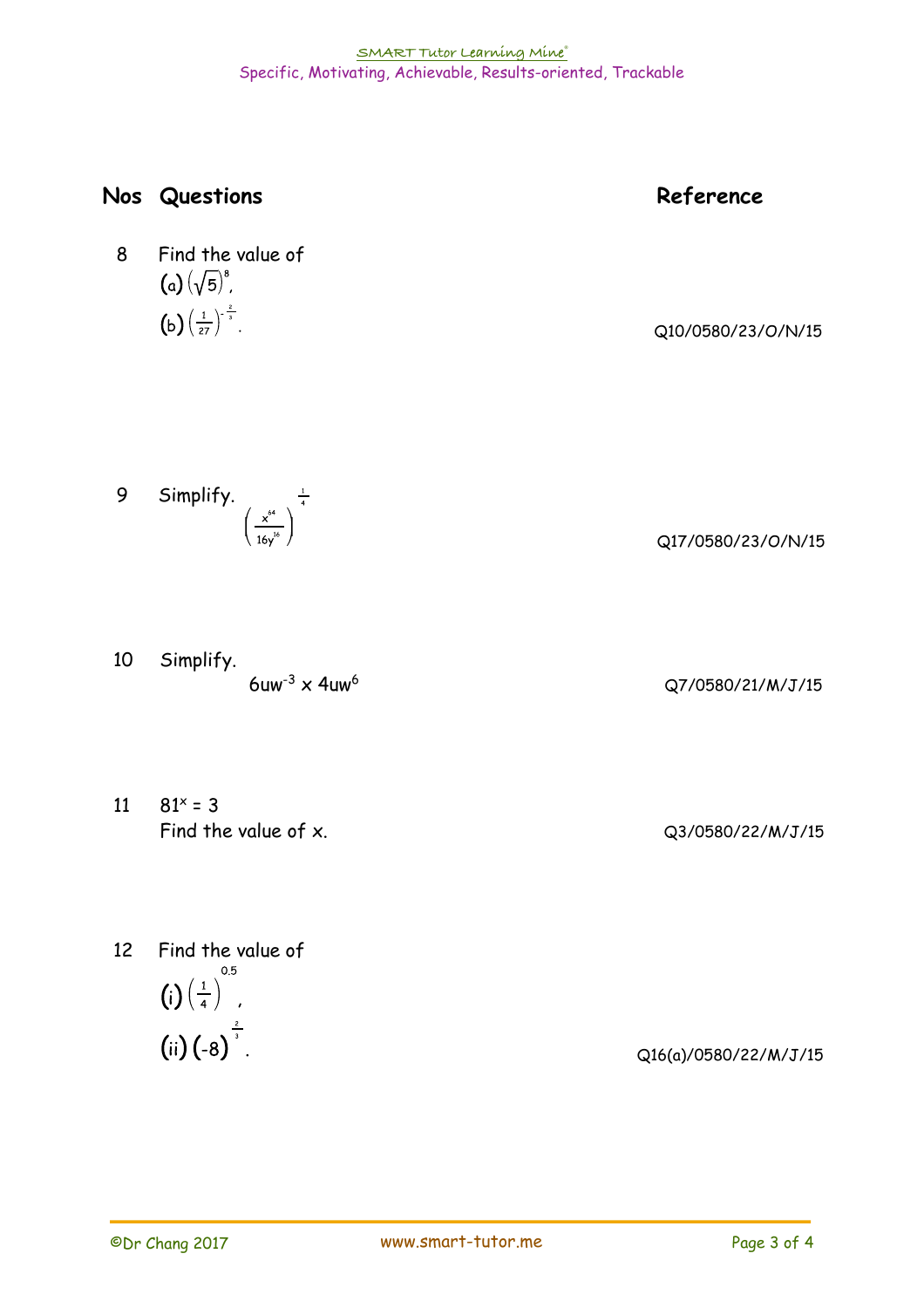| Nos | Questions | Reference |
|---|---|---|
| 8 | Find the value of<br>(a) $\left(\sqrt{5}\right)^8$,<br>(b) $\left(\frac{1}{27}\right)^{-\frac{2}{3}}$. | Q10/0580/23/O/N/15 |
| 9 | Simplify. $\left(\frac{x^{64}}{16y^{16}}\right)^{\frac{1}{4}}$ | Q17/0580/23/O/N/15 |
| 10 | Simplify.<br>$6uw^{-3} \times 4uw^{6}$ | Q7/0580/21/M/J/15 |
| 11 | $81^x = 3$<br>Find the value of $x$. | Q3/0580/22/M/J/15 |
| 12 | Find the value of<br>(i) $\left(\frac{1}{4}\right)^{0.5}$,<br>(ii) $(-8)^{\frac{2}{3}}$. | Q16(a)/0580/22/M/J/15 |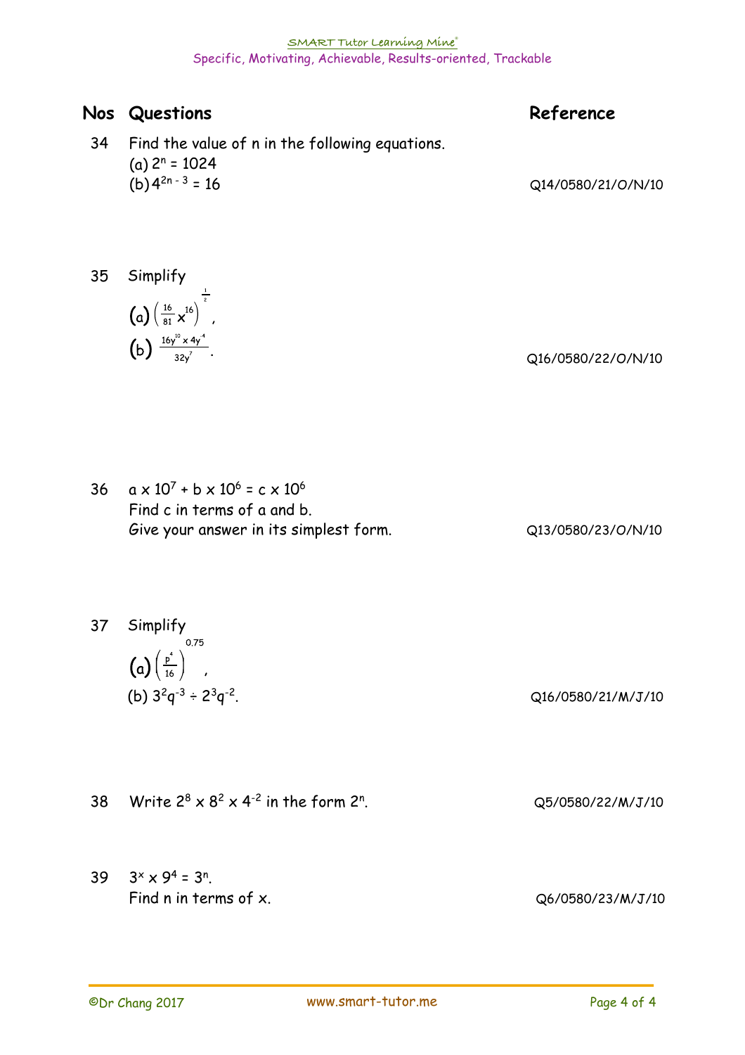| Nos | Questions | Reference |
|---|---|---|
| 34 | Find the value of n in the following equations.<br>(a) $2^n = 1024$<br>(b) $4^{2n-3} = 16$ | Q14/0580/21/O/N/10 |
| 35 | Simplify<br>(a) $\left(\frac{16}{81}x^{16}\right)^{\frac{1}{2}}$,<br>(b) $\frac{16y^{10} \times 4y^4}{32y^7}$. | Q16/0580/22/O/N/10 |
| 36 | $a \times 10^7 + b \times 10^6 = c \times 10^6$<br>Find c in terms of a and b.<br>Give your answer in its simplest form. | Q13/0580/23/O/N/10 |
| 37 | Simplify<br>(a) $\left(\frac{p^4}{16}\right)^{0.75}$,<br>(b) $3^2q^{-3} \div 2^3q^{-2}$. | Q16/0580/21/M/J/10 |
| 38 | Write $2^8 \times 8^2 \times 4^{-2}$ in the form $2^n$. | Q5/0580/22/M/J/10 |
| 39 | $3^x \times 9^4 = 3^n$.<br>Find n in terms of x. | Q6/0580/23/M/J/10 |